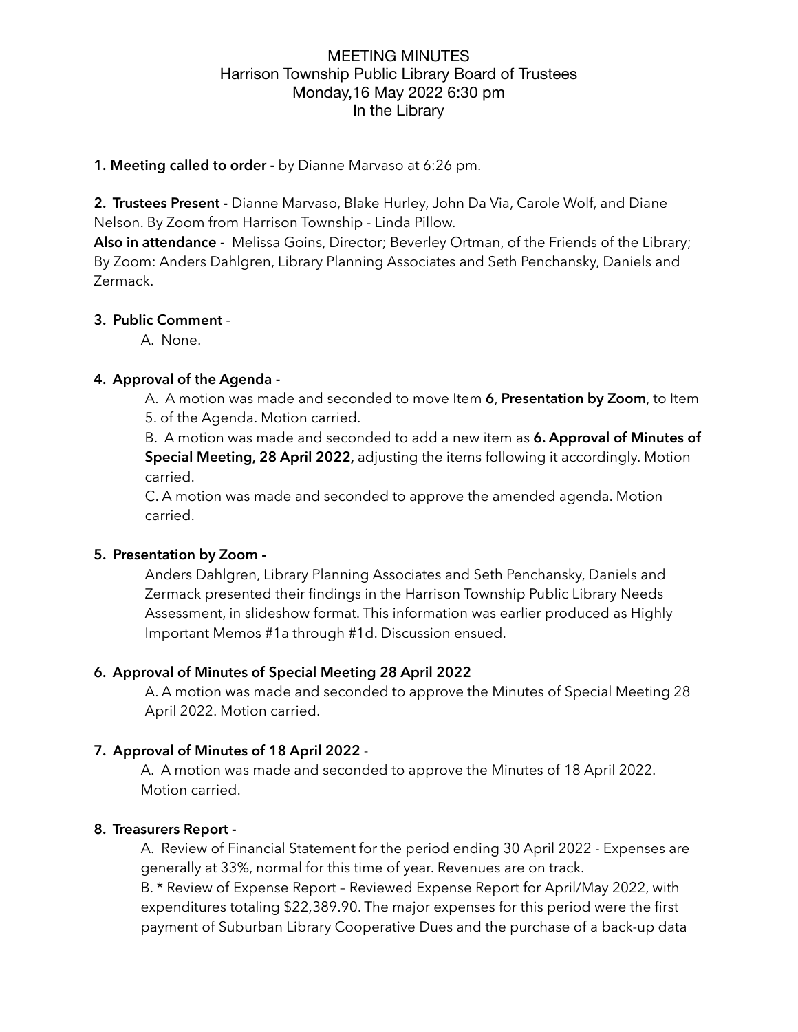# MEETING MINUTES

## Harrison Township Public Library Board of Trustees

Monday,16 May 2022 6:30 pm

In the Library

**1. Meeting called to order -** by Dianne Marvaso at 6:26 pm.

**2. Trustees Present -** Dianne Marvaso, Blake Hurley, John Da Via, Carole Wolf, and Diane Nelson. By Zoom from Harrison Township - Linda Pillow.

**Also in attendance -** Melissa Goins, Director; Beverley Ortman, of the Friends of the Library; By Zoom: Anders Dahlgren, Library Planning Associates and Seth Penchansky, Daniels and Zermack.

**3. Public Comment** -

A. None.

**4. Approval of the Agenda -**

A. A motion was made and seconded to move Item **6**, **Presentation by Zoom**, to Item 5. of the Agenda. Motion carried.

B. A motion was made and seconded to add a new item as **6. Approval of Minutes of Special Meeting, 28 April 2022,** adjusting the items following it accordingly. Motion carried.

C. A motion was made and seconded to approve the amended agenda. Motion carried.

**5. Presentation by Zoom -**

Anders Dahlgren, Library Planning Associates and Seth Penchansky, Daniels and Zermack presented their findings in the Harrison Township Public Library Needs Assessment, in slideshow format. This information was earlier produced as Highly Important Memos #1a through #1d. Discussion ensued.

**6. Approval of Minutes of Special Meeting 28 April 2022**

A. A motion was made and seconded to approve the Minutes of Special Meeting 28 April 2022. Motion carried.

**7. Approval of Minutes of 18 April 2022** -

A. A motion was made and seconded to approve the Minutes of 18 April 2022. Motion carried.

**8. Treasurers Report -**

A. Review of Financial Statement for the period ending 30 April 2022 - Expenses are generally at 33%, normal for this time of year. Revenues are on track.

B. * Review of Expense Report – Reviewed Expense Report for April/May 2022, with expenditures totaling $22,389.90. The major expenses for this period were the first payment of Suburban Library Cooperative Dues and the purchase of a back-up data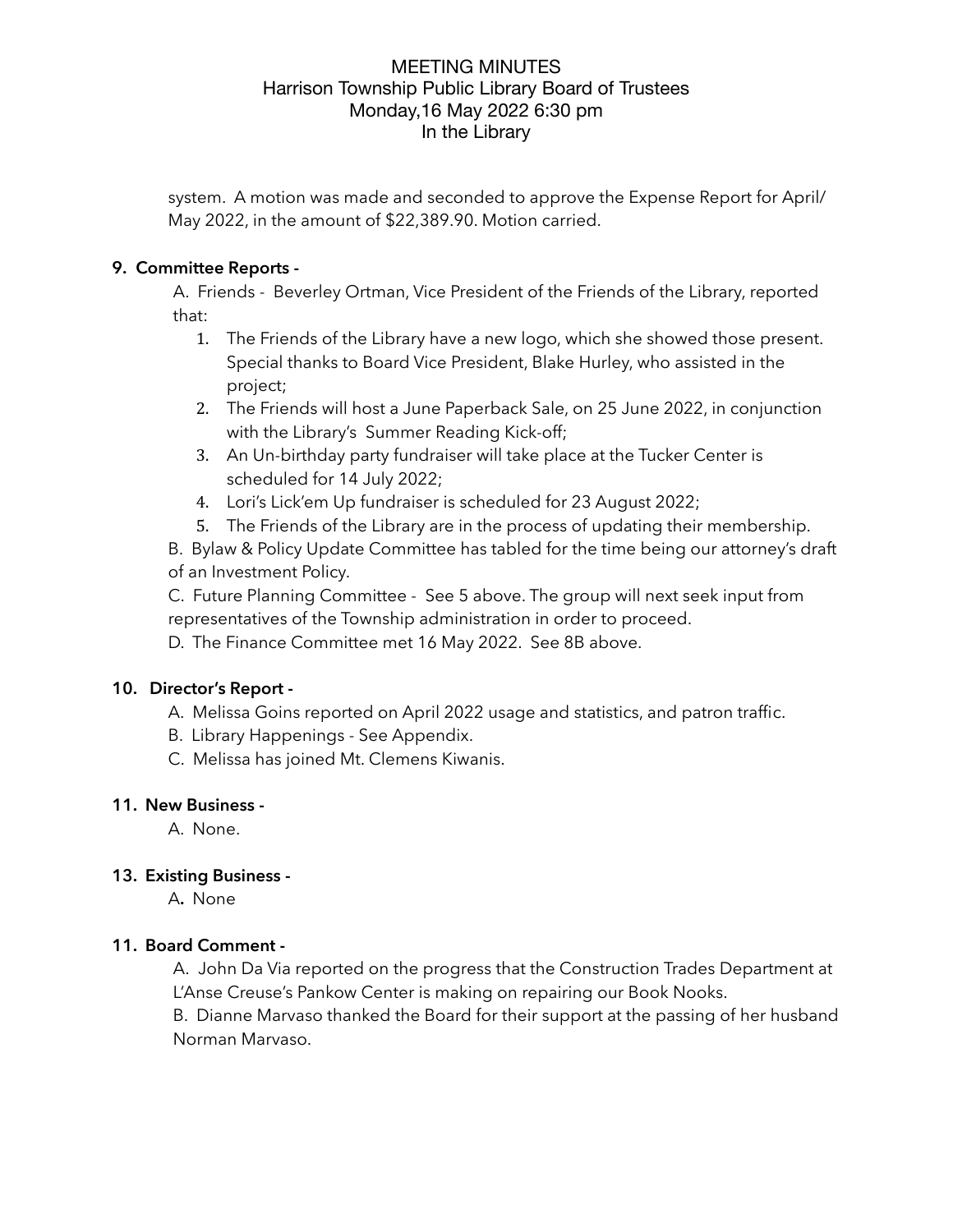system. A motion was made and seconded to approve the Expense Report for April/ May 2022, in the amount of $22,389.90. Motion carried.

**9. Committee Reports -**

A. Friends - Beverley Ortman, Vice President of the Friends of the Library, reported that:

1. The Friends of the Library have a new logo, which she showed those present. Special thanks to Board Vice President, Blake Hurley, who assisted in the project;
2. The Friends will host a June Paperback Sale, on 25 June 2022, in conjunction with the Library's Summer Reading Kick-off;
3. An Un-birthday party fundraiser will take place at the Tucker Center is scheduled for 14 July 2022;
4. Lori's Lick'em Up fundraiser is scheduled for 23 August 2022;
5. The Friends of the Library are in the process of updating their membership.

B. Bylaw & Policy Update Committee has tabled for the time being our attorney's draft of an Investment Policy.

C. Future Planning Committee - See 5 above. The group will next seek input from representatives of the Township administration in order to proceed.

D. The Finance Committee met 16 May 2022. See 8B above.

**10. Director's Report -**

A. Melissa Goins reported on April 2022 usage and statistics, and patron traffic.

B. Library Happenings - See Appendix.

C. Melissa has joined Mt. Clemens Kiwanis.

**11. New Business -**

A. None.

**13. Existing Business -**

A**.** None

**11. Board Comment -**

A. John Da Via reported on the progress that the Construction Trades Department at L'Anse Creuse's Pankow Center is making on repairing our Book Nooks.

B. Dianne Marvaso thanked the Board for their support at the passing of her husband Norman Marvaso.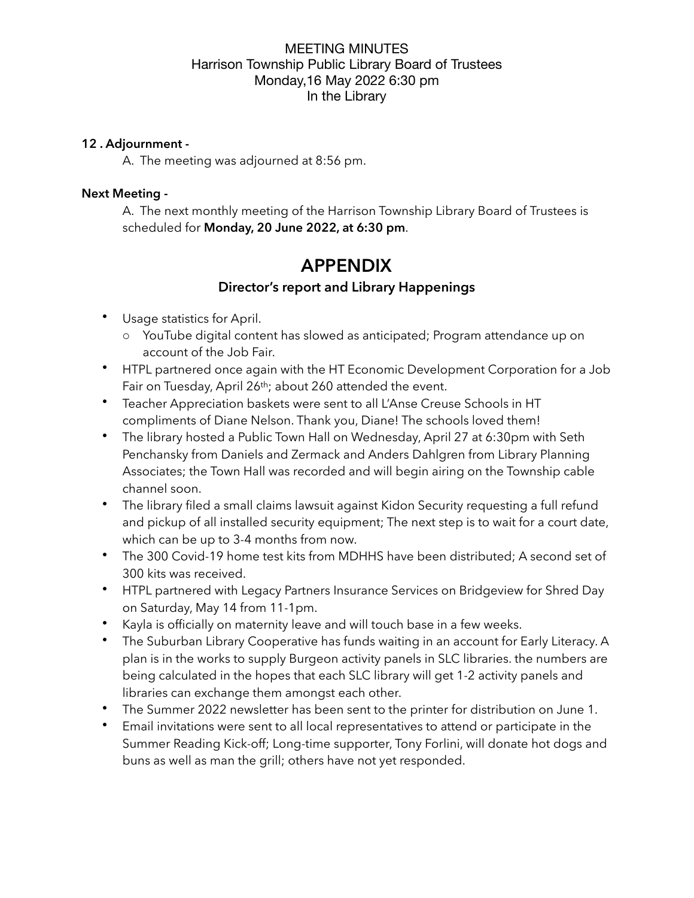MEETING MINUTES
Harrison Township Public Library Board of Trustees
Monday,16 May 2022 6:30 pm
In the Library

**12 . Adjournment -**

A. The meeting was adjourned at 8:56 pm.

**Next Meeting -**

A. The next monthly meeting of the Harrison Township Library Board of Trustees is scheduled for **Monday, 20 June 2022, at 6:30 pm**.

# APPENDIX

### Director's report and Library Happenings

- Usage statistics for April.
  - YouTube digital content has slowed as anticipated; Program attendance up on account of the Job Fair.
- HTPL partnered once again with the HT Economic Development Corporation for a Job Fair on Tuesday, April 26th; about 260 attended the event.
- Teacher Appreciation baskets were sent to all L'Anse Creuse Schools in HT compliments of Diane Nelson. Thank you, Diane! The schools loved them!
- The library hosted a Public Town Hall on Wednesday, April 27 at 6:30pm with Seth Penchansky from Daniels and Zermack and Anders Dahlgren from Library Planning Associates; the Town Hall was recorded and will begin airing on the Township cable channel soon.
- The library filed a small claims lawsuit against Kidon Security requesting a full refund and pickup of all installed security equipment; The next step is to wait for a court date, which can be up to 3-4 months from now.
- The 300 Covid-19 home test kits from MDHHS have been distributed; A second set of 300 kits was received.
- HTPL partnered with Legacy Partners Insurance Services on Bridgeview for Shred Day on Saturday, May 14 from 11-1pm.
- Kayla is officially on maternity leave and will touch base in a few weeks.
- The Suburban Library Cooperative has funds waiting in an account for Early Literacy. A plan is in the works to supply Burgeon activity panels in SLC libraries. the numbers are being calculated in the hopes that each SLC library will get 1-2 activity panels and libraries can exchange them amongst each other.
- The Summer 2022 newsletter has been sent to the printer for distribution on June 1.
- Email invitations were sent to all local representatives to attend or participate in the Summer Reading Kick-off; Long-time supporter, Tony Forlini, will donate hot dogs and buns as well as man the grill; others have not yet responded.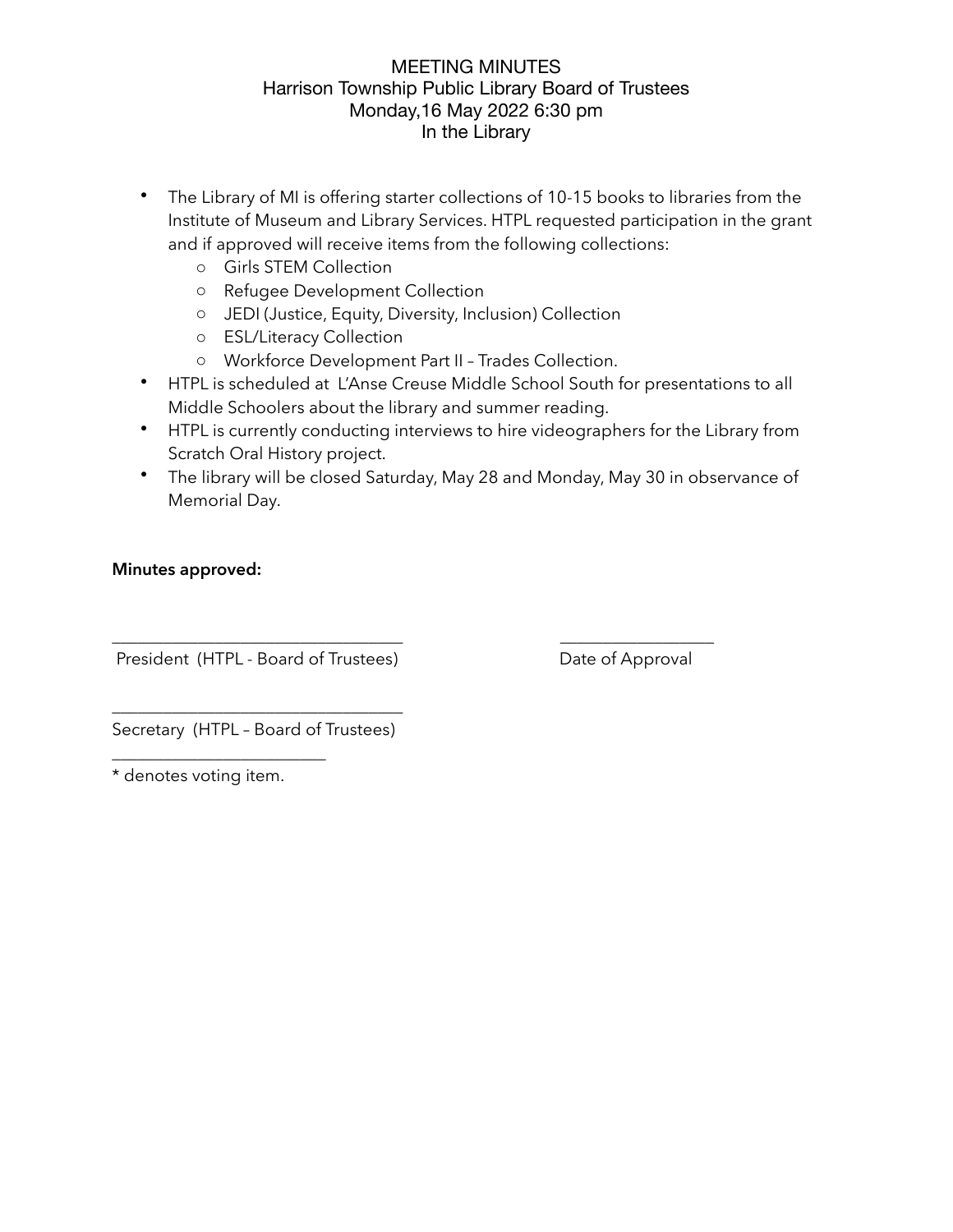MEETING MINUTES
Harrison Township Public Library Board of Trustees
Monday,16 May 2022 6:30 pm
In the Library

- The Library of MI is offering starter collections of 10-15 books to libraries from the Institute of Museum and Library Services. HTPL requested participation in the grant and if approved will receive items from the following collections:
  - Girls STEM Collection
  - Refugee Development Collection
  - JEDI (Justice, Equity, Diversity, Inclusion) Collection
  - ESL/Literacy Collection
  - Workforce Development Part II – Trades Collection.
- HTPL is scheduled at L'Anse Creuse Middle School South for presentations to all Middle Schoolers about the library and summer reading.
- HTPL is currently conducting interviews to hire videographers for the Library from Scratch Oral History project.
- The library will be closed Saturday, May 28 and Monday, May 30 in observance of Memorial Day.

**Minutes approved:**

_________________________________ _________________
President (HTPL - Board of Trustees) Date of Approval

_________________________________
Secretary (HTPL – Board of Trustees)

________________________
* denotes voting item.